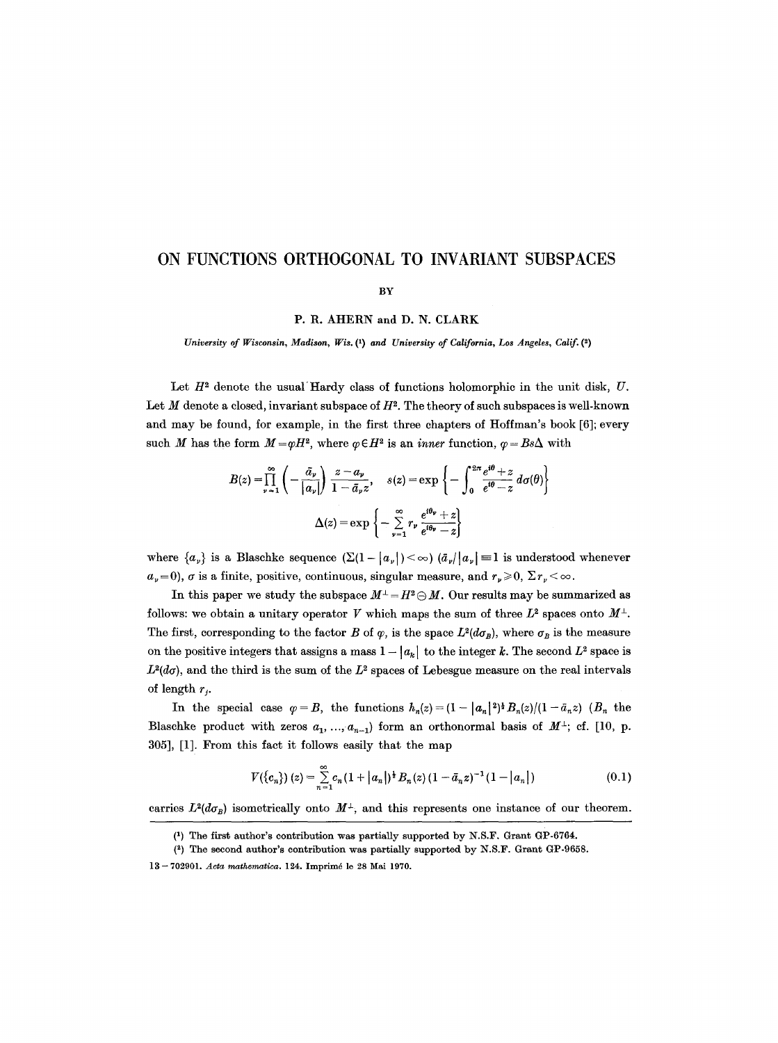# ON FUNCTIONS ORTHOGONAL TO INVARIANT SUBSPACES

BY

**P. R. AHERN and D. N. CLARK**

*University of Wisconsin, Madison, Wis.* (1) *and University of California, Los Angeles, Calif.* (2)

Let $H^2$ denote the usual Hardy class of functions holomorphic in the unit disk, $U$. Let $M$ denote a closed, invariant subspace of $H^2$. The theory of such subspaces is well-known and may be found, for example, in the first three chapters of Hoffman's book [6]; every such $M$ has the form $M = \varphi H^2$, where $\varphi \in H^2$ is an *inner* function, $\varphi = Bs\Delta$ with

$$B(z) = \prod_{\nu=1}^{\infty} \left( -\frac{\bar{a}_\nu}{|a_\nu|} \right) \frac{z - a_\nu}{1 - \bar{a}_\nu z}, \quad s(z) = \exp\left\{ -\int_0^{2\pi} \frac{e^{i\theta} + z}{e^{i\theta} - z} \, d\sigma(\theta) \right\}$$

$$\Delta(z) = \exp\left\{ -\sum_{\nu=1}^{\infty} r_\nu \frac{e^{i\theta_\nu} + z}{e^{i\theta_\nu} - z} \right\}$$

where $\{a_\nu\}$ is a Blaschke sequence $(\Sigma(1 - |a_\nu|) < \infty)$ $(\bar{a}_\nu / |a_\nu| \equiv 1$ is understood whenever $a_\nu = 0)$, $\sigma$ is a finite, positive, continuous, singular measure, and $r_\nu \geq 0$, $\Sigma r_\nu < \infty$.

In this paper we study the subspace $M^\perp = H^2 \ominus M$. Our results may be summarized as follows: we obtain a unitary operator $V$ which maps the sum of three $L^2$ spaces onto $M^\perp$. The first, corresponding to the factor $B$ of $\varphi$, is the space $L^2(d\sigma_B)$, where $\sigma_B$ is the measure on the positive integers that assigns a mass $1 - |a_k|$ to the integer $k$. The second $L^2$ space is $L^2(d\sigma)$, and the third is the sum of the $L^2$ spaces of Lebesgue measure on the real intervals of length $r_j$.

In the special case $\varphi = B$, the functions $h_n(z) = (1 - |a_n|^2)^{\frac{1}{2}} B_n(z)/(1 - \bar{a}_n z)$ ($B_n$ the Blaschke product with zeros $a_1, \ldots, a_{n-1}$) form an orthonormal basis of $M^\perp$; cf. [10, p. 305], [1]. From this fact it follows easily that the map

$$V(\{c_n\})(z) = \sum_{n=1}^{\infty} c_n (1 + |a_n|)^{\frac{1}{2}} B_n(z) (1 - \bar{a}_n z)^{-1} (1 - |a_n|) \tag{0.1}$$

carries $L^2(d\sigma_B)$ isometrically onto $M^\perp$, and this represents one instance of our theorem.

---

(1) The first author's contribution was partially supported by N.S.F. Grant GP-6764.

(2) The second author's contribution was partially supported by N.S.F. Grant GP-9658.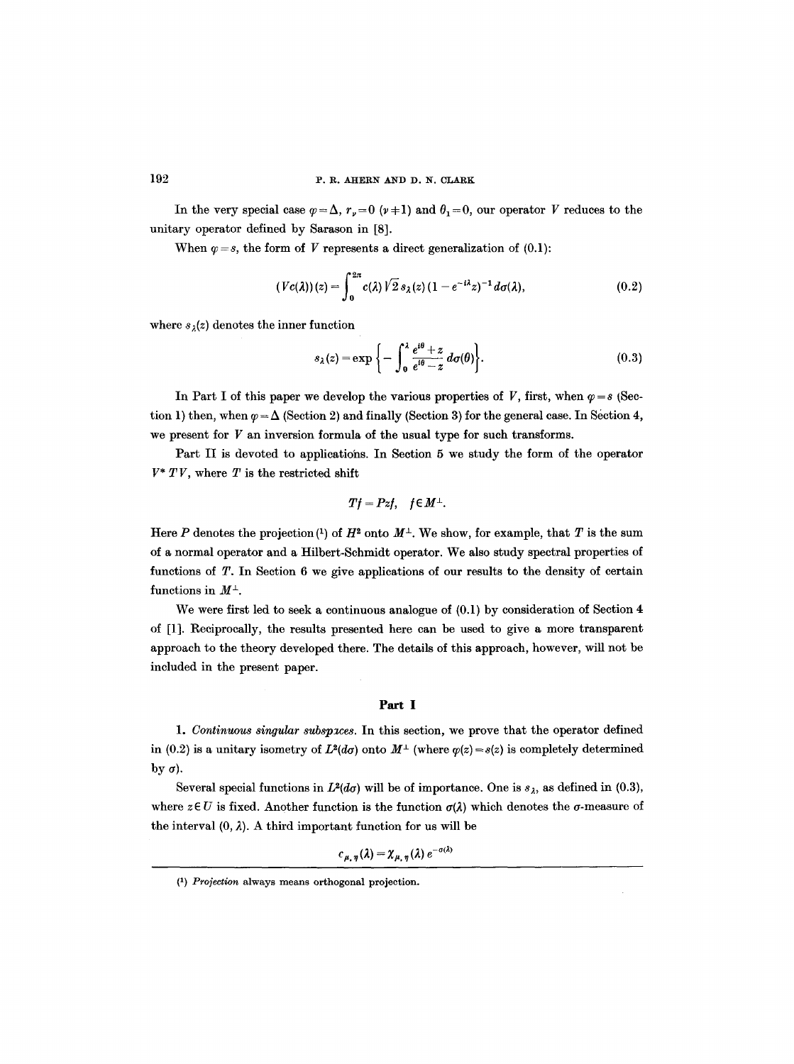In the very special case $\varphi = \Delta$, $r_\nu = 0$ $(\nu \neq 1)$ and $\theta_1 = 0$, our operator $V$ reduces to the unitary operator defined by Sarason in [8].

When $\varphi = s$, the form of $V$ represents a direct generalization of (0.1):

$$(Vc(\lambda))(z) = \int_0^{2\pi} c(\lambda)\sqrt{2}\, s_\lambda(z)\,(1 - e^{-i\lambda}z)^{-1}\, d\sigma(\lambda), \tag{0.2}$$

where $s_\lambda(z)$ denotes the inner function

$$s_\lambda(z) = \exp\left\{-\int_0^\lambda \frac{e^{i\theta}+z}{e^{i\theta}-z}\, d\sigma(\theta)\right\}. \tag{0.3}$$

In Part I of this paper we develop the various properties of $V$, first, when $\varphi = s$ (Section 1) then, when $\varphi = \Delta$ (Section 2) and finally (Section 3) for the general case. In Section 4, we present for $V$ an inversion formula of the usual type for such transforms.

Part II is devoted to applications. In Section 5 we study the form of the operator $V^* T V$, where $T$ is the restricted shift

$$Tf = Pzf, \quad f \in M^\perp.$$

Here $P$ denotes the projection[1] of $H^2$ onto $M^\perp$. We show, for example, that $T$ is the sum of a normal operator and a Hilbert-Schmidt operator. We also study spectral properties of functions of $T$. In Section 6 we give applications of our results to the density of certain functions in $M^\perp$.

We were first led to seek a continuous analogue of (0.1) by consideration of Section 4 of [1]. Reciprocally, the results presented here can be used to give a more transparent approach to the theory developed there. The details of this approach, however, will not be included in the present paper.

## Part I

**1.** *Continuous singular subspaces.* In this section, we prove that the operator defined in (0.2) is a unitary isometry of $L^2(d\sigma)$ onto $M^\perp$ (where $\varphi(z) = s(z)$ is completely determined by $\sigma$).

Several special functions in $L^2(d\sigma)$ will be of importance. One is $s_\lambda$, as defined in (0.3), where $z \in U$ is fixed. Another function is the function $\sigma(\lambda)$ which denotes the $\sigma$-measure of the interval $(0, \lambda)$. A third important function for us will be

$$c_{\mu,\eta}(\lambda) = \chi_{\mu,\eta}(\lambda)\, e^{-\sigma(\lambda)}$$

---

[1] *Projection* always means orthogonal projection.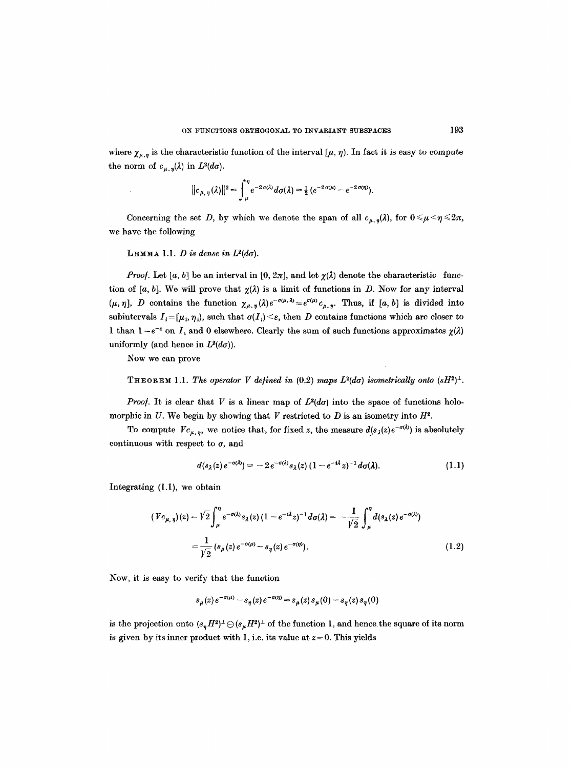where $\chi_{\mu,\eta}$ is the characteristic function of the interval $[\mu, \eta)$. In fact it is easy to compute the norm of $c_{\mu,\eta}(\lambda)$ in $L^2(d\sigma)$.

$$\|c_{\mu,\eta}(\lambda)\|^2 = \int_\mu^\eta e^{-2\sigma(\lambda)} d\sigma(\lambda) = \tfrac{1}{2}(e^{-2\sigma(\mu)} - e^{-2\sigma(\eta)}).$$

Concerning the set $D$, by which we denote the span of all $c_{\mu,\eta}(\lambda)$, for $0 \leqslant \mu < \eta \leqslant 2\pi$, we have the following

LEMMA 1.1. *$D$ is dense in $L^2(d\sigma)$.*

*Proof.* Let $[a, b]$ be an interval in $[0, 2\pi]$, and let $\chi(\lambda)$ denote the characteristic function of $[a, b]$. We will prove that $\chi(\lambda)$ is a limit of functions in $D$. Now for any interval $(\mu, \eta]$, $D$ contains the function $\chi_{\mu,\eta}(\lambda) e^{-\sigma(\mu,\lambda)} = e^{\sigma(\mu)} c_{\mu,\eta}$. Thus, if $[a, b]$ is divided into subintervals $I_i = [\mu_i, \eta_i)$, such that $\sigma(I_i) < \varepsilon$, then $D$ contains functions which are closer to 1 than $1 - e^{-\varepsilon}$ on $I_i$ and 0 elsewhere. Clearly the sum of such functions approximates $\chi(\lambda)$ uniformly (and hence in $L^2(d\sigma)$).

Now we can prove

THEOREM 1.1. *The operator $V$ defined in (0.2) maps $L^2(d\sigma)$ isometrically onto $(sH^2)^\perp$.*

*Proof.* It is clear that $V$ is a linear map of $L^2(d\sigma)$ into the space of functions holomorphic in $U$. We begin by showing that $V$ restricted to $D$ is an isometry into $H^2$.

To compute $Vc_{\mu,\eta}$, we notice that, for fixed $z$, the measure $d(s_\lambda(z) e^{-\sigma(\lambda)})$ is absolutely continuous with respect to $\sigma$, and

$$d(s_\lambda(z) e^{-\sigma(\lambda)}) = -2 e^{-\sigma(\lambda)} s_\lambda(z)(1 - e^{-i\lambda} z)^{-1} d\sigma(\lambda). \tag{1.1}$$

Integrating (1.1), we obtain

$$\begin{aligned}(Vc_{\mu,\eta})(z) &= \sqrt{2}\int_\mu^\eta e^{-\sigma(\lambda)} s_\lambda(z)(1 - e^{-i\lambda} z)^{-1} d\sigma(\lambda) = -\frac{1}{\sqrt{2}} \int_\mu^\eta d(s_\lambda(z) e^{-\sigma(\lambda)}) \\ &= \frac{1}{\sqrt{2}}(s_\mu(z) e^{-\sigma(\mu)} - s_\eta(z) e^{-\sigma(\eta)}).\end{aligned} \tag{1.2}$$

Now, it is easy to verify that the function

$$s_\mu(z) e^{-\sigma(\mu)} - s_\eta(z) e^{-\sigma(\eta)} = s_\mu(z) s_\mu(0) - s_\eta(z) s_\eta(0)$$

is the projection onto $(s_\eta H^2)^\perp \ominus (s_\mu H^2)^\perp$ of the function 1, and hence the square of its norm is given by its inner product with 1, i.e. its value at $z = 0$. This yields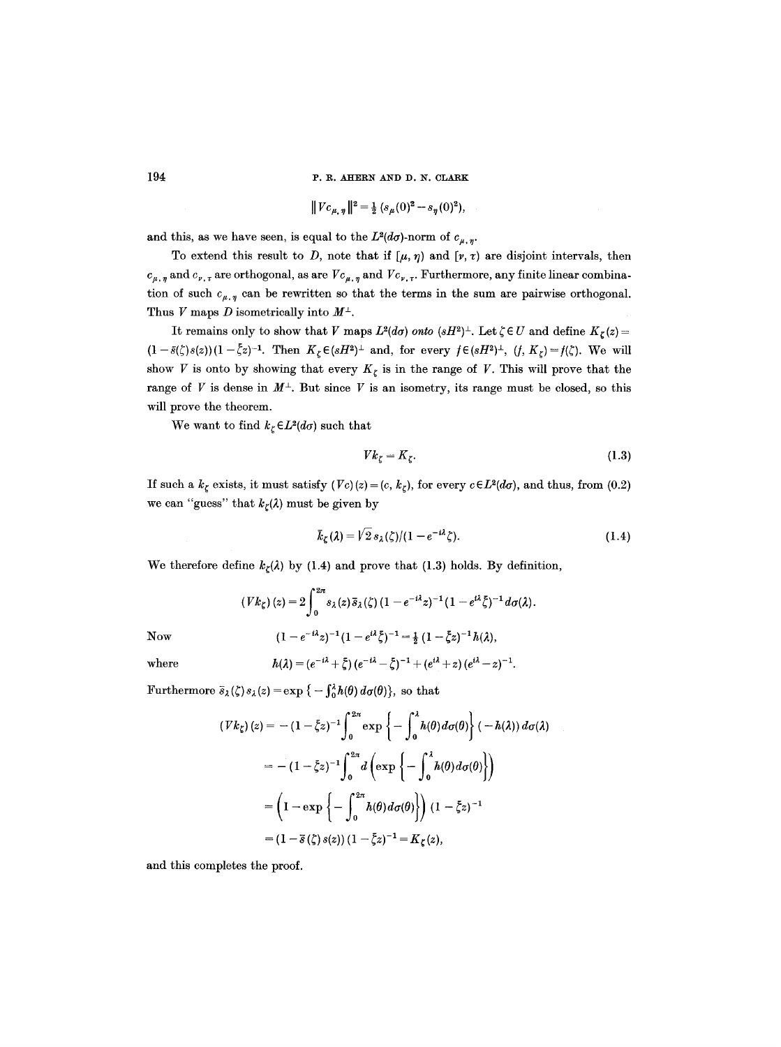$$\|Vc_{\mu,\eta}\|^2 = \tfrac{1}{2}\,(s_\mu(0)^2 - s_\eta(0)^2),$$

and this, as we have seen, is equal to the $L^2(d\sigma)$-norm of $c_{\mu,\eta}$.

To extend this result to $D$, note that if $[\mu, \eta)$ and $[\nu, \tau)$ are disjoint intervals, then $c_{\mu,\eta}$ and $c_{\nu,\tau}$ are orthogonal, as are $Vc_{\mu,\eta}$ and $Vc_{\nu,\tau}$. Furthermore, any finite linear combination of such $c_{\mu,\eta}$ can be rewritten so that the terms in the sum are pairwise orthogonal. Thus $V$ maps $D$ isometrically into $M^\perp$.

It remains only to show that $V$ maps $L^2(d\sigma)$ *onto* $(sH^2)^\perp$. Let $\zeta \in U$ and define $K_\zeta(z) = (1 - \bar{s}(\zeta)s(z))(1 - \bar{\zeta}z)^{-1}$. Then $K_\zeta \in (sH^2)^\perp$ and, for every $f \in (sH^2)^\perp$, $(f, K_\zeta) = f(\zeta)$. We will show $V$ is onto by showing that every $K_\zeta$ is in the range of $V$. This will prove that the range of $V$ is dense in $M^\perp$. But since $V$ is an isometry, its range must be closed, so this will prove the theorem.

We want to find $k_\zeta \in L^2(d\sigma)$ such that

$$Vk_\zeta = K_\zeta. \tag{1.3}$$

If such a $k_\zeta$ exists, it must satisfy $(Vc)(z) = (c, k_\zeta)$, for every $c \in L^2(d\sigma)$, and thus, from (0.2) we can "guess" that $k_\zeta(\lambda)$ must be given by

$$\bar{k}_\zeta(\lambda) = \sqrt{2}\, s_\lambda(\zeta)/(1 - e^{-i\lambda}\zeta). \tag{1.4}$$

We therefore define $k_\zeta(\lambda)$ by (1.4) and prove that (1.3) holds. By definition,

$$(Vk_\zeta)(z) = 2\int_0^{2\pi} s_\lambda(z)\bar{s}_\lambda(\zeta)\,(1 - e^{-i\lambda}z)^{-1}(1 - e^{i\lambda}\bar{\zeta})^{-1}\,d\sigma(\lambda).$$

Now
$$(1 - e^{-i\lambda}z)^{-1}(1 - e^{i\lambda}\bar{\zeta})^{-1} = \tfrac{1}{2}\,(1 - \bar{\zeta}z)^{-1}h(\lambda),$$

where
$$h(\lambda) = (e^{-i\lambda} + \bar{\zeta})\,(e^{-i\lambda} - \bar{\zeta})^{-1} + (e^{i\lambda} + z)\,(e^{i\lambda} - z)^{-1}.$$

Furthermore $\bar{s}_\lambda(\zeta)\,s_\lambda(z) = \exp\{-\int_0^\lambda h(\theta)\,d\sigma(\theta)\}$, so that

$$\begin{aligned}
(Vk_\zeta)(z) &= -(1 - \bar{\zeta}z)^{-1}\int_0^{2\pi} \exp\left\{-\int_0^\lambda h(\theta)\,d\sigma(\theta)\right\}(-h(\lambda))\,d\sigma(\lambda) \\
&= -(1 - \bar{\zeta}z)^{-1}\int_0^{2\pi} d\left(\exp\left\{-\int_0^\lambda h(\theta)\,d\sigma(\theta)\right\}\right) \\
&= \left(1 - \exp\left\{-\int_0^{2\pi} h(\theta)\,d\sigma(\theta)\right\}\right)(1 - \bar{\zeta}z)^{-1} \\
&= (1 - \bar{s}(\zeta)\,s(z))\,(1 - \bar{\zeta}z)^{-1} = K_\zeta(z),
\end{aligned}$$

and this completes the proof.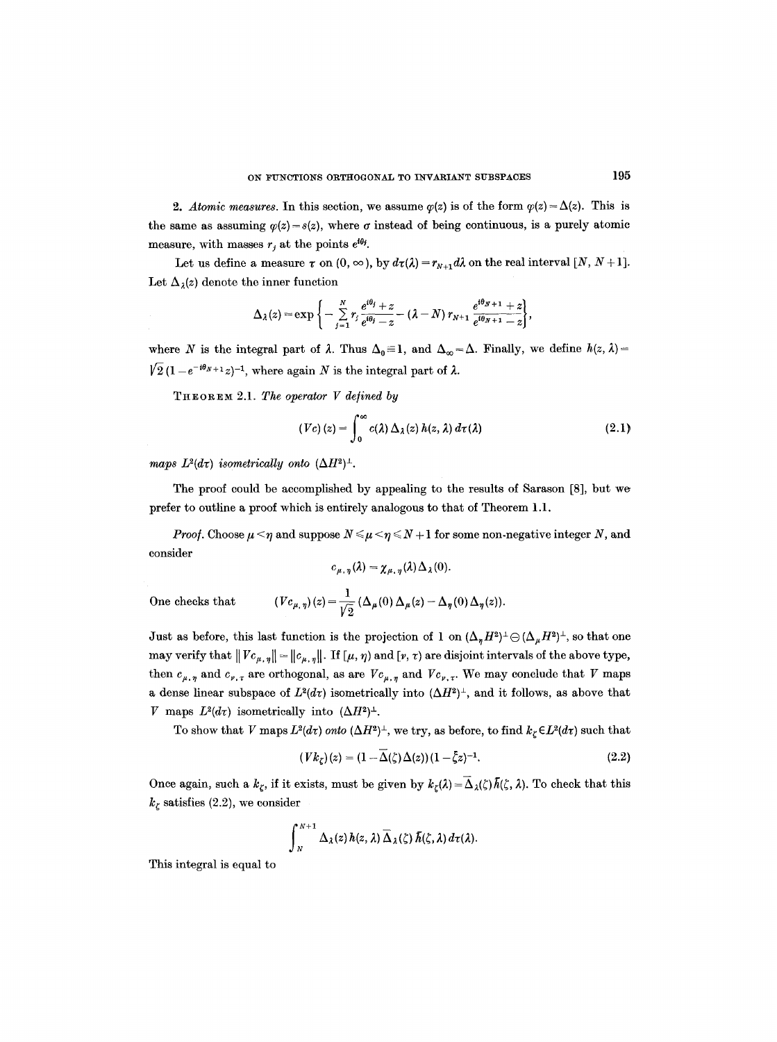2. *Atomic measures.* In this section, we assume $\varphi(z)$ is of the form $\varphi(z) = \Delta(z)$. This is the same as assuming $\varphi(z) = s(z)$, where $\sigma$ instead of being continuous, is a purely atomic measure, with masses $r_j$ at the points $e^{i\theta_j}$.

Let us define a measure $\tau$ on $(0, \infty)$, by $d\tau(\lambda) = r_{N+1} d\lambda$ on the real interval $[N, N+1]$. Let $\Delta_\lambda(z)$ denote the inner function

$$\Delta_\lambda(z) = \exp\left\{-\sum_{j=1}^{N} r_j \frac{e^{i\theta_j}+z}{e^{i\theta_j}-z} - (\lambda - N)\, r_{N+1} \frac{e^{i\theta_{N+1}}+z}{e^{i\theta_{N+1}}-z}\right\},$$

where $N$ is the integral part of $\lambda$. Thus $\Delta_0 \equiv 1$, and $\Delta_\infty = \Delta$. Finally, we define $h(z, \lambda) = \sqrt{2}\,(1 - e^{-i\theta_{N+1}} z)^{-1}$, where again $N$ is the integral part of $\lambda$.

THEOREM 2.1. *The operator $V$ defined by*

$$(Vc)(z) = \int_0^\infty c(\lambda)\, \Delta_\lambda(z)\, h(z, \lambda)\, d\tau(\lambda) \tag{2.1}$$

*maps $L^2(d\tau)$ isometrically onto $(\Delta H^2)^\perp$.*

The proof could be accomplished by appealing to the results of Sarason [8], but we prefer to outline a proof which is entirely analogous to that of Theorem 1.1.

*Proof.* Choose $\mu < \eta$ and suppose $N \leqslant \mu < \eta \leqslant N+1$ for some non-negative integer $N$, and consider

$$c_{\mu,\eta}(\lambda) = \chi_{\mu,\eta}(\lambda)\, \Delta_\lambda(0).$$

One checks that
$$(Vc_{\mu,\eta})(z) = \frac{1}{\sqrt{2}}\,(\Delta_\mu(0)\, \Delta_\mu(z) - \Delta_\eta(0)\, \Delta_\eta(z)).$$

Just as before, this last function is the projection of 1 on $(\Delta_\eta H^2)^\perp \ominus (\Delta_\mu H^2)^\perp$, so that one may verify that $\| Vc_{\mu,\eta} \| = \| c_{\mu,\eta} \|$. If $[\mu, \eta)$ and $[\nu, \tau)$ are disjoint intervals of the above type, then $c_{\mu,\eta}$ and $c_{\nu,\tau}$ are orthogonal, as are $Vc_{\mu,\eta}$ and $Vc_{\nu,\tau}$. We may conclude that $V$ maps a dense linear subspace of $L^2(d\tau)$ isometrically into $(\Delta H^2)^\perp$, and it follows, as above that $V$ maps $L^2(d\tau)$ isometrically into $(\Delta H^2)^\perp$.

To show that $V$ maps $L^2(d\tau)$ *onto* $(\Delta H^2)^\perp$, we try, as before, to find $k_\zeta \in L^2(d\tau)$ such that

$$(Vk_\zeta)(z) = (1 - \bar{\Delta}(\zeta)\Delta(z))(1 - \bar{\zeta} z)^{-1}. \tag{2.2}$$

Once again, such a $k_\zeta$, if it exists, must be given by $k_\zeta(\lambda) = \bar{\Delta}_\lambda(\zeta)\, \bar{h}(\zeta, \lambda)$. To check that this $k_\zeta$ satisfies (2.2), we consider

$$\int_N^{N+1} \Delta_\lambda(z)\, h(z, \lambda)\, \bar{\Delta}_\lambda(\zeta)\, \bar{h}(\zeta, \lambda)\, d\tau(\lambda).$$

This integral is equal to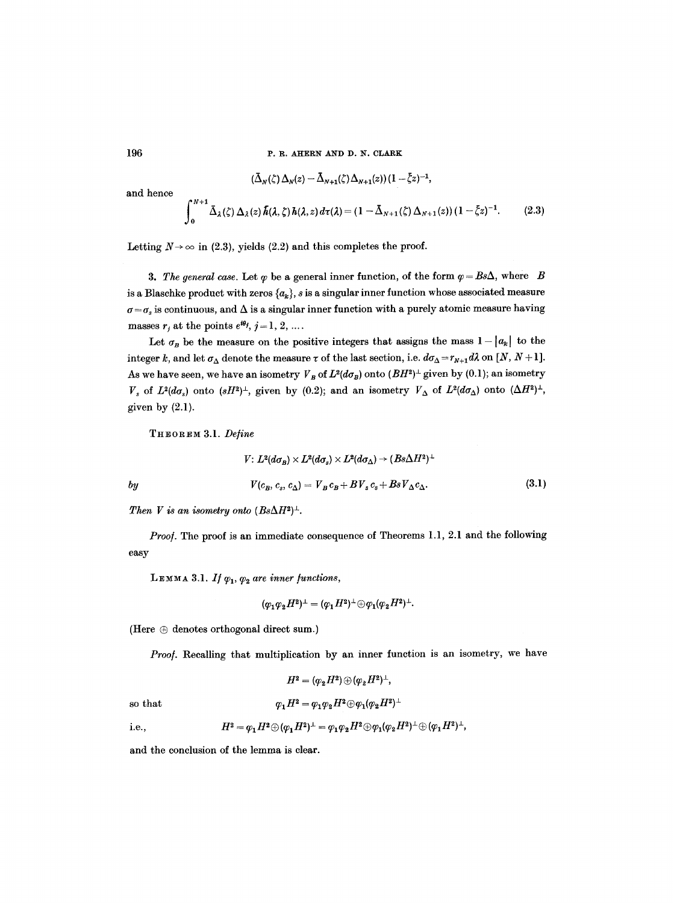$$(\bar{\Delta}_N(\zeta)\,\Delta_N(z) - \bar{\Delta}_{N+1}(\zeta)\,\Delta_{N+1}(z))\,(1-\bar{\zeta}z)^{-1},$$

and hence

$$\int_0^{N+1} \bar{\Delta}_\lambda(\zeta)\,\Delta_\lambda(z)\,\bar{h}(\lambda,\zeta)\,h(\lambda,z)\,d\tau(\lambda) = (1-\bar{\Delta}_{N+1}(\zeta)\,\Delta_{N+1}(z))\,(1-\bar{\zeta}z)^{-1}. \tag{2.3}$$

Letting $N\to\infty$ in (2.3), yields (2.2) and this completes the proof.

**3.** *The general case.* Let $\varphi$ be a general inner function, of the form $\varphi = Bs\Delta$, where $B$ is a Blaschke product with zeros $\{a_k\}$, $s$ is a singular inner function whose associated measure $\sigma=\sigma_s$ is continuous, and $\Delta$ is a singular inner function with a purely atomic measure having masses $r_j$ at the points $e^{i\theta_j}$, $j=1,2,\ldots$.

Let $\sigma_B$ be the measure on the positive integers that assigns the mass $1-|a_k|$ to the integer $k$, and let $\sigma_\Delta$ denote the measure $\tau$ of the last section, i.e. $d\sigma_\Delta = r_{N+1}d\lambda$ on $[N, N+1]$. As we have seen, we have an isometry $V_B$ of $L^2(d\sigma_B)$ onto $(BH^2)^\perp$ given by (0.1); an isometry $V_s$ of $L^2(d\sigma_s)$ onto $(sH^2)^\perp$, given by (0.2); and an isometry $V_\Delta$ of $L^2(d\sigma_\Delta)$ onto $(\Delta H^2)^\perp$, given by (2.1).

THEOREM 3.1. *Define*

$$V\colon L^2(d\sigma_B)\times L^2(d\sigma_s)\times L^2(d\sigma_\Delta)\to (Bs\Delta H^2)^\perp$$

*by*

$$V(c_B, c_s, c_\Delta) = V_B c_B + B V_s c_s + Bs V_\Delta c_\Delta. \tag{3.1}$$

*Then $V$ is an isometry onto $(Bs\Delta H^2)^\perp$.*

*Proof.* The proof is an immediate consequence of Theorems 1.1, 2.1 and the following easy

LEMMA 3.1. *If $\varphi_1, \varphi_2$ are inner functions,*

$$(\varphi_1\varphi_2 H^2)^\perp = (\varphi_1 H^2)^\perp \oplus \varphi_1(\varphi_2 H^2)^\perp.$$

(Here $\oplus$ denotes orthogonal direct sum.)

*Proof.* Recalling that multiplication by an inner function is an isometry, we have

$$H^2 = (\varphi_2 H^2)\oplus(\varphi_2 H^2)^\perp,$$

so that

$$\varphi_1 H^2 = \varphi_1\varphi_2 H^2 \oplus \varphi_1(\varphi_2 H^2)^\perp$$

i.e.,

$$H^2 = \varphi_1 H^2 \oplus (\varphi_1 H^2)^\perp = \varphi_1\varphi_2 H^2 \oplus \varphi_1(\varphi_2 H^2)^\perp \oplus (\varphi_1 H^2)^\perp,$$

and the conclusion of the lemma is clear.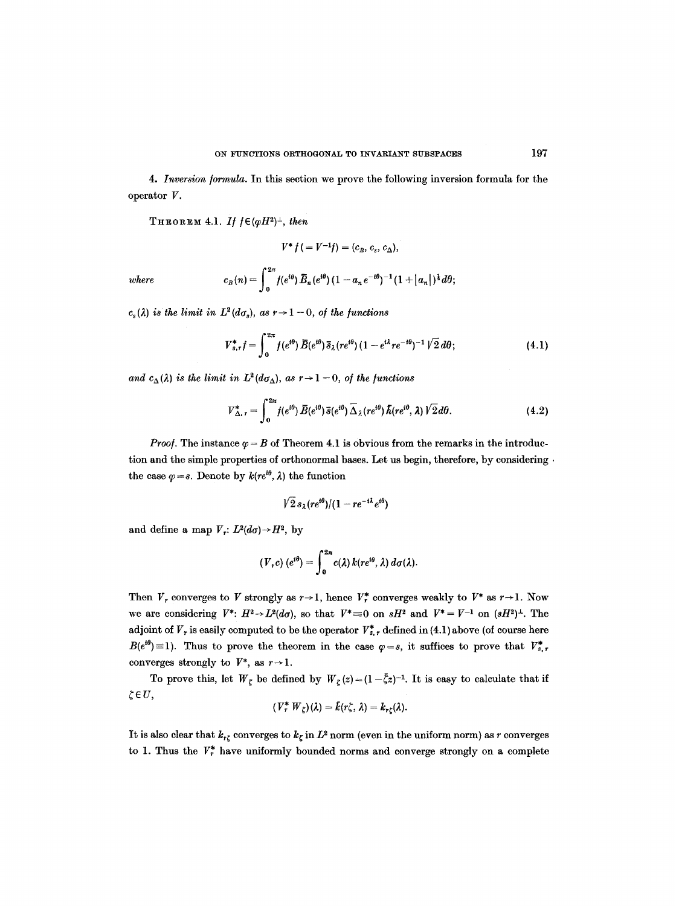4. *Inversion formula.* In this section we prove the following inversion formula for the operator $V$.

THEOREM 4.1. *If* $f \in (\varphi H^2)^\perp$, *then*

$$V^* f (= V^{-1} f) = (c_B, c_s, c_\Delta),$$

*where*
$$c_B(n) = \int_0^{2\pi} f(e^{i\theta}) \bar{B}_n(e^{i\theta}) (1 - a_n e^{-i\theta})^{-1} (1 + |a_n|)^{\frac{1}{2}} d\theta;$$

$c_s(\lambda)$ *is the limit in* $L^2(d\sigma_s)$, *as* $r \to 1 - 0$, *of the functions*

$$V^*_{s,r} f = \int_0^{2\pi} f(e^{i\theta}) \bar{B}(e^{i\theta}) \bar{s}_\lambda(re^{i\theta}) (1 - e^{i\lambda} re^{-i\theta})^{-1} \sqrt{2}\, d\theta; \tag{4.1}$$

*and* $c_\Delta(\lambda)$ *is the limit in* $L^2(d\sigma_\Delta)$, *as* $r \to 1 - 0$, *of the functions*

$$V^*_{\Delta, r} = \int_0^{2\pi} f(e^{i\theta}) \bar{B}(e^{i\theta}) \bar{s}(e^{i\theta}) \bar{\Delta}_\lambda(re^{i\theta}) \bar{k}(re^{i\theta}, \lambda) \sqrt{2} d\theta. \tag{4.2}$$

*Proof.* The instance $\varphi = B$ of Theorem 4.1 is obvious from the remarks in the introduction and the simple properties of orthonormal bases. Let us begin, therefore, by considering the case $\varphi = s$. Denote by $k(re^{i\theta}, \lambda)$ the function

$$\sqrt{2}\, s_\lambda(re^{i\theta}) / (1 - re^{-i\lambda} e^{i\theta})$$

and define a map $V_r$: $L^2(d\sigma) \to H^2$, by

$$(V_r c)(e^{i\theta}) = \int_0^{2\pi} c(\lambda)\, k(re^{i\theta}, \lambda)\, d\sigma(\lambda).$$

Then $V_r$ converges to $V$ strongly as $r \to 1$, hence $V_r^*$ converges weakly to $V^*$ as $r \to 1$. Now we are considering $V^*$: $H^2 \to L^2(d\sigma)$, so that $V^* \equiv 0$ on $sH^2$ and $V^* = V^{-1}$ on $(sH^2)^\perp$. The adjoint of $V_r$ is easily computed to be the operator $V^*_{s,r}$ defined in (4.1) above (of course here $B(e^{i\theta}) \equiv 1$). Thus to prove the theorem in the case $\varphi = s$, it suffices to prove that $V^*_{s,r}$ converges strongly to $V^*$, as $r \to 1$.

To prove this, let $W_\zeta$ be defined by $W_\zeta(z) = (1 - \bar{\zeta} z)^{-1}$. It is easy to calculate that if $\zeta \in U$,

$$(V_r^* W_\zeta)(\lambda) = \bar{k}(r\zeta, \lambda) = k_{r\zeta}(\lambda).$$

It is also clear that $k_{r\zeta}$ converges to $k_\zeta$ in $L^2$ norm (even in the uniform norm) as $r$ converges to 1. Thus the $V_r^*$ have uniformly bounded norms and converge strongly on a complete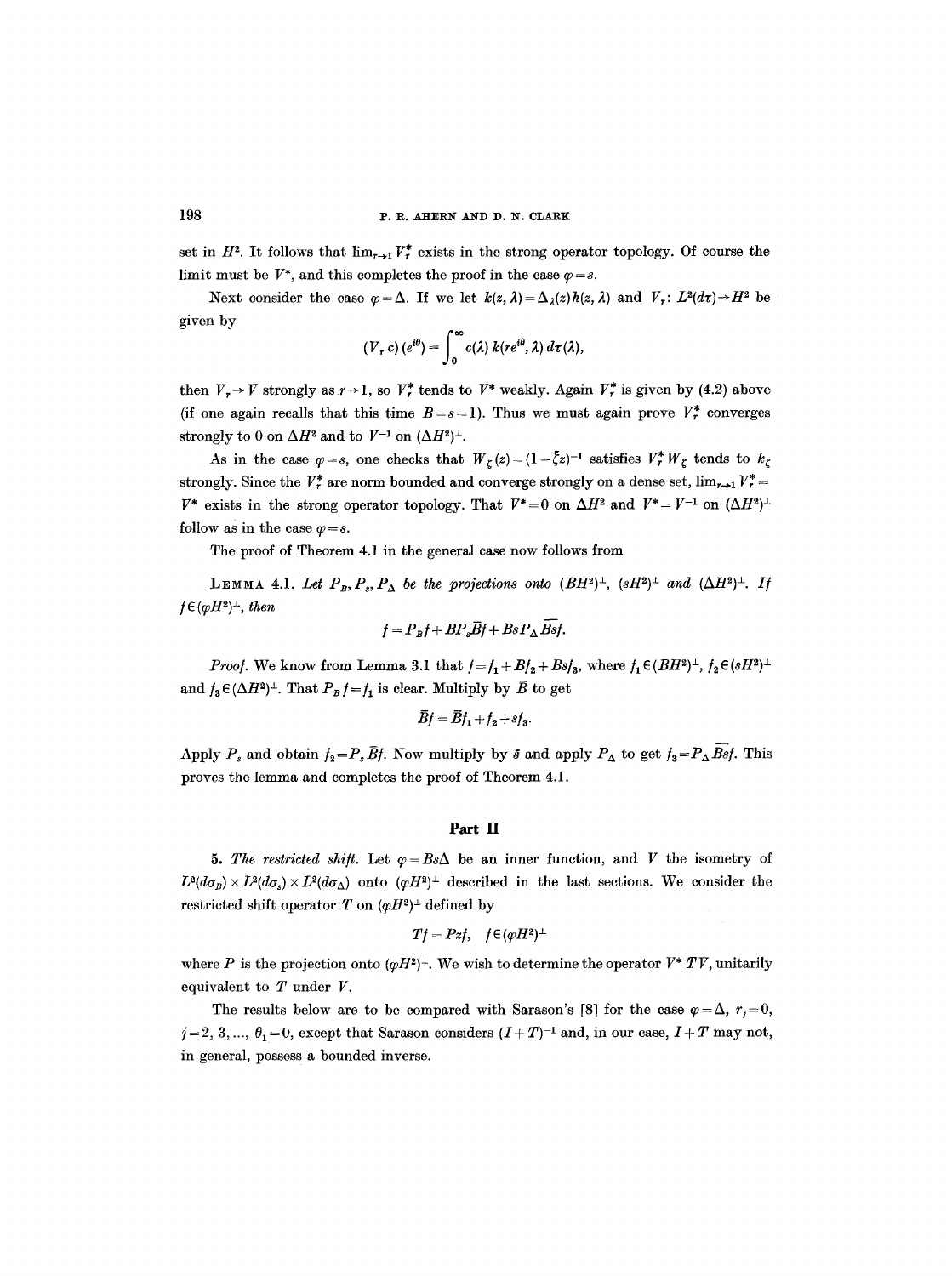set in $H^2$. It follows that $\lim_{r\to 1} V_r^*$ exists in the strong operator topology. Of course the limit must be $V^*$, and this completes the proof in the case $\varphi = s$.

Next consider the case $\varphi = \Delta$. If we let $k(z,\lambda) = \Delta_\lambda(z) h(z,\lambda)$ and $V_r: L^2(d\tau) \to H^2$ be given by

$$(V_r c)(e^{i\theta}) = \int_0^\infty c(\lambda)\, k(re^{i\theta}, \lambda)\, d\tau(\lambda),$$

then $V_r \to V$ strongly as $r \to 1$, so $V_r^*$ tends to $V^*$ weakly. Again $V_r^*$ is given by (4.2) above (if one again recalls that this time $B = s = 1$). Thus we must again prove $V_r^*$ converges strongly to 0 on $\Delta H^2$ and to $V^{-1}$ on $(\Delta H^2)^\perp$.

As in the case $\varphi = s$, one checks that $W_\zeta(z) = (1 - \bar{\zeta} z)^{-1}$ satisfies $V_r^* W_\zeta$ tends to $k_\zeta$ strongly. Since the $V_r^*$ are norm bounded and converge strongly on a dense set, $\lim_{r\to 1} V_r^* = V^*$ exists in the strong operator topology. That $V^* = 0$ on $\Delta H^2$ and $V^* = V^{-1}$ on $(\Delta H^2)^\perp$ follow as in the case $\varphi = s$.

The proof of Theorem 4.1 in the general case now follows from

LEMMA 4.1. *Let $P_B, P_s, P_\Delta$ be the projections onto $(BH^2)^\perp$, $(sH^2)^\perp$ and $(\Delta H^2)^\perp$. If $f \in (\varphi H^2)^\perp$, then*

$$f = P_B f + BP_s \bar{B} f + BsP_\Delta \overline{Bs} f.$$

*Proof.* We know from Lemma 3.1 that $f = f_1 + Bf_2 + Bsf_3$, where $f_1 \in (BH^2)^\perp$, $f_2 \in (sH^2)^\perp$ and $f_3 \in (\Delta H^2)^\perp$. That $P_B f = f_1$ is clear. Multiply by $\bar{B}$ to get

$$\bar{B} f = \bar{B} f_1 + f_2 + s f_3.$$

Apply $P_s$ and obtain $f_2 = P_s \bar{B} f$. Now multiply by $\bar{s}$ and apply $P_\Delta$ to get $f_3 = P_\Delta \overline{Bs} f$. This proves the lemma and completes the proof of Theorem 4.1.

## Part II

**5. *The restricted shift.*** Let $\varphi = Bs\Delta$ be an inner function, and $V$ the isometry of $L^2(d\sigma_B) \times L^2(d\sigma_s) \times L^2(d\sigma_\Delta)$ onto $(\varphi H^2)^\perp$ described in the last sections. We consider the restricted shift operator $T$ on $(\varphi H^2)^\perp$ defined by

$$Tf = Pzf, \quad f \in (\varphi H^2)^\perp$$

where $P$ is the projection onto $(\varphi H^2)^\perp$. We wish to determine the operator $V^* TV$, unitarily equivalent to $T$ under $V$.

The results below are to be compared with Sarason's [8] for the case $\varphi = \Delta$, $r_j = 0$, $j = 2, 3, \ldots$, $\theta_1 = 0$, except that Sarason considers $(I + T)^{-1}$ and, in our case, $I + T$ may not, in general, possess a bounded inverse.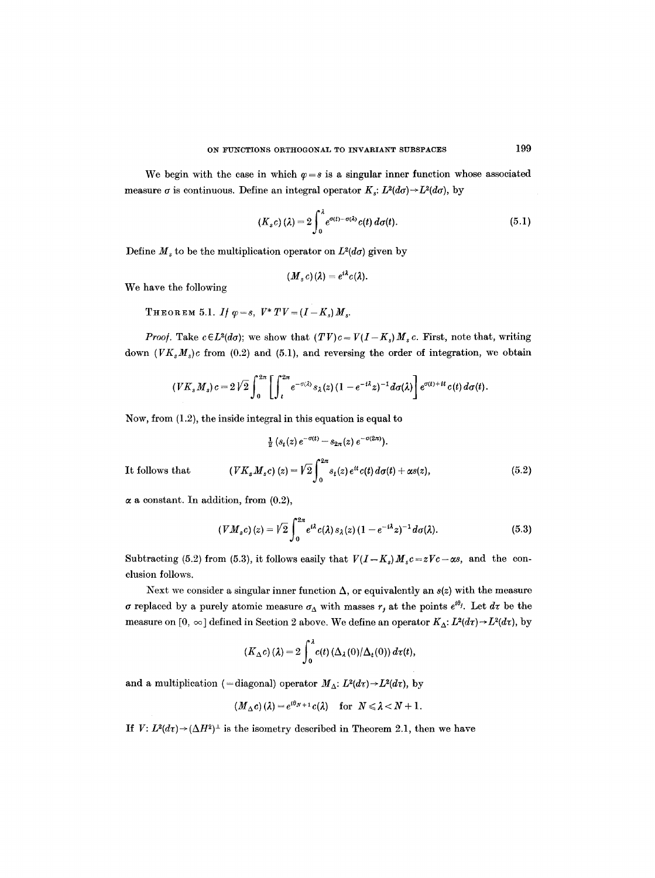We begin with the case in which $\varphi = s$ is a singular inner function whose associated measure $\sigma$ is continuous. Define an integral operator $K_s$: $L^2(d\sigma) \to L^2(d\sigma)$, by

$$(K_s c)(\lambda) = 2 \int_0^\lambda e^{\sigma(t) - \sigma(\lambda)} c(t)\, d\sigma(t). \tag{5.1}$$

Define $M_s$ to be the multiplication operator on $L^2(d\sigma)$ given by

$$(M_s c)(\lambda) = e^{i\lambda} c(\lambda).$$

We have the following

THEOREM 5.1. *If* $\varphi = s$, $V^* T V = (I - K_s) M_s$.

*Proof.* Take $c \in L^2(d\sigma)$; we show that $(TV)c = V(I - K_s) M_s c$. First, note that, writing down $(V K_s M_s)c$ from (0.2) and (5.1), and reversing the order of integration, we obtain

$$(V K_s M_s) c = 2\sqrt{2} \int_0^{2\pi} \left[ \int_t^{2\pi} e^{-\sigma(\lambda)} s_\lambda(z) (1 - e^{-i\lambda} z)^{-1} d\sigma(\lambda) \right] e^{\sigma(t) + it} c(t)\, d\sigma(t).$$

Now, from (1.2), the inside integral in this equation is equal to

$$\tfrac{1}{2} \left( s_t(z)\, e^{-\sigma(t)} - s_{2\pi}(z)\, e^{-\sigma(2\pi)} \right).$$

It follows that

$$(V K_s M_s c)(z) = \sqrt{2} \int_0^{2\pi} s_t(z)\, e^{it} c(t)\, d\sigma(t) + \alpha s(z), \tag{5.2}$$

$\alpha$ a constant. In addition, from (0.2),

$$(V M_s c)(z) = \sqrt{2} \int_0^{2\pi} e^{i\lambda} c(\lambda)\, s_\lambda(z) (1 - e^{-i\lambda} z)^{-1} d\sigma(\lambda). \tag{5.3}$$

Subtracting (5.2) from (5.3), it follows easily that $V(I - K_s) M_s c = z V c - \alpha s$, and the conclusion follows.

Next we consider a singular inner function $\Delta$, or equivalently an $s(z)$ with the measure $\sigma$ replaced by a purely atomic measure $\sigma_\Delta$ with masses $r_j$ at the points $e^{i\theta_j}$. Let $d\tau$ be the measure on $[0, \infty]$ defined in Section 2 above. We define an operator $K_\Delta$: $L^2(d\tau) \to L^2(d\tau)$, by

$$(K_\Delta c)(\lambda) = 2 \int_0^\lambda c(t) (\Delta_\lambda(0)/\Delta_t(0))\, d\tau(t),$$

and a multiplication ($=$diagonal) operator $M_\Delta$: $L^2(d\tau) \to L^2(d\tau)$, by

$$(M_\Delta c)(\lambda) = e^{i\theta_{N+1}} c(\lambda) \quad \text{for } N \leqslant \lambda < N + 1.$$

If $V$: $L^2(d\tau) \to (\Delta H^2)^\perp$ is the isometry described in Theorem 2.1, then we have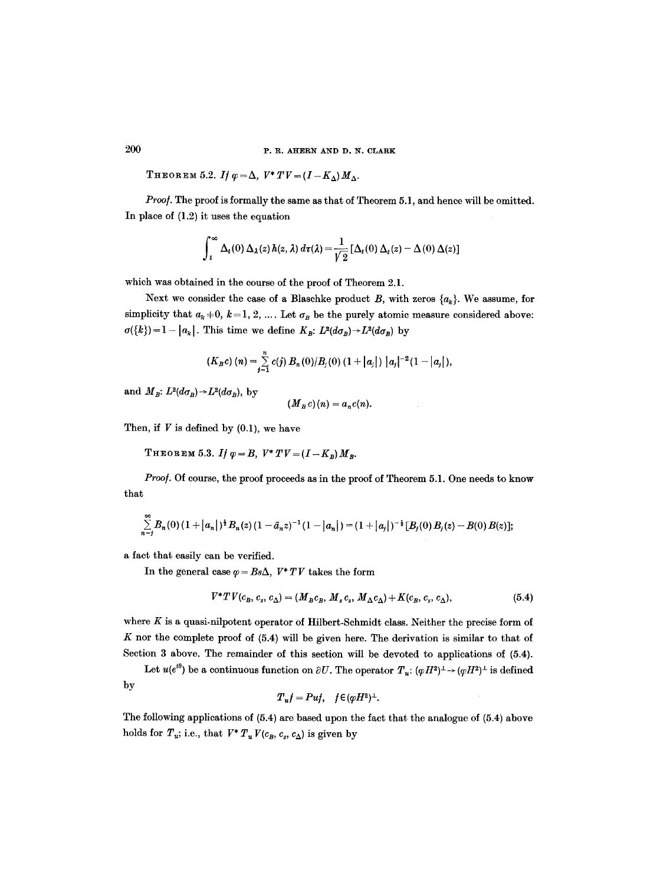**Theorem 5.2.** *If $\varphi = \Delta$, $V^* T V = (I - K_\Delta) M_\Delta$.*

*Proof.* The proof is formally the same as that of Theorem 5.1, and hence will be omitted. In place of (1.2) it uses the equation

$$\int_t^\infty \Delta_t(0)\, \Delta_\lambda(z)\, h(z, \lambda)\, d\tau(\lambda) = \frac{1}{\sqrt{2}} [\Delta_t(0)\, \Delta_t(z) - \Delta(0)\, \Delta(z)]$$

which was obtained in the course of the proof of Theorem 2.1.

Next we consider the case of a Blaschke product $B$, with zeros $\{a_k\}$. We assume, for simplicity that $a_k \neq 0$, $k = 1, 2, \ldots$. Let $\sigma_B$ be the purely atomic measure considered above: $\sigma(\{k\}) = 1 - |a_k|$. This time we define $K_B$: $L^2(d\sigma_B) \to L^2(d\sigma_B)$ by

$$(K_B c)(n) = \sum_{j=1}^{n} c(j)\, B_n(0)/B_j(0)\, (1 + |a_j|)\, |a_j|^{-2} (1 - |a_j|),$$

and $M_B$: $L^2(d\sigma_B) \to L^2(d\sigma_B)$, by

$$(M_B c)(n) = a_n c(n).$$

Then, if $V$ is defined by (0.1), we have

**Theorem 5.3.** *If $\varphi = B$, $V^* T V = (I - K_B) M_B$.*

*Proof.* Of course, the proof proceeds as in the proof of Theorem 5.1. One needs to know that

$$\sum_{n=j}^{\infty} B_n(0)\, (1 + |a_n|)^{\frac{1}{2}} B_n(z)\, (1 - \bar{a}_n z)^{-1} (1 - |a_n|) = (1 + |a_j|)^{-\frac{1}{2}} [B_j(0)\, B_j(z) - B(0)\, B(z)];$$

a fact that easily can be verified.

In the general case $\varphi = B s \Delta$, $V^* T V$ takes the form

$$V^* T V(c_B, c_s, c_\Delta) = (M_B c_B, M_s c_s, M_\Delta c_\Delta) + K(c_B, c_s, c_\Delta), \tag{5.4}$$

where $K$ is a quasi-nilpotent operator of Hilbert-Schmidt class. Neither the precise form of $K$ nor the complete proof of (5.4) will be given here. The derivation is similar to that of Section 3 above. The remainder of this section will be devoted to applications of (5.4).

Let $u(e^{i\theta})$ be a continuous function on $\partial U$. The operator $T_u$: $(\varphi H^2)^\perp \to (\varphi H^2)^\perp$ is defined by

$$T_u f = P u f, \quad f \in (\varphi H^2)^\perp.$$

The following applications of (5.4) are based upon the fact that the analogue of (5.4) above holds for $T_u$; i.e., that $V^* T_u V(c_B, c_s, c_\Delta)$ is given by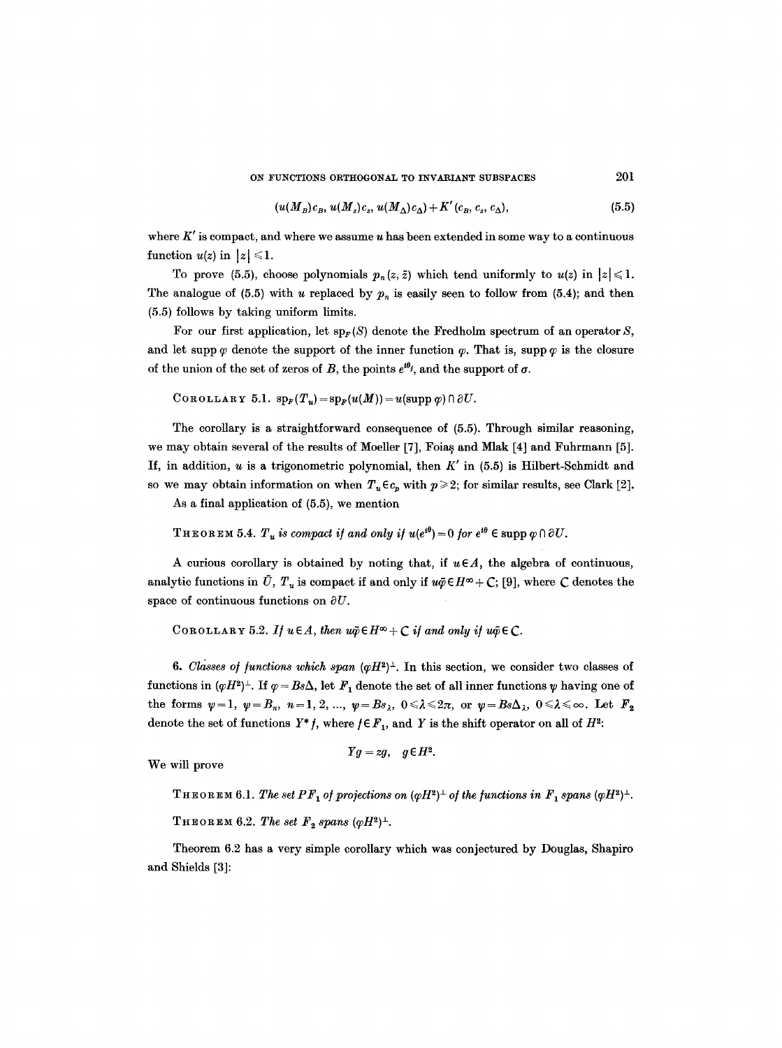$$(u(M_B)c_B,\ u(M_s)c_s,\ u(M_\Delta)c_\Delta) + K'(c_B, c_s, c_\Delta), \tag{5.5}$$

where $K'$ is compact, and where we assume $u$ has been extended in some way to a continuous function $u(z)$ in $|z| \leqslant 1$.

To prove (5.5), choose polynomials $p_n(z, \bar{z})$ which tend uniformly to $u(z)$ in $|z| \leqslant 1$. The analogue of (5.5) with $u$ replaced by $p_n$ is easily seen to follow from (5.4); and then (5.5) follows by taking uniform limits.

For our first application, let $\operatorname{sp}_F(S)$ denote the Fredholm spectrum of an operator $S$, and let $\operatorname{supp} \varphi$ denote the support of the inner function $\varphi$. That is, $\operatorname{supp} \varphi$ is the closure of the union of the set of zeros of $B$, the points $e^{i\theta_j}$, and the support of $\sigma$.

COROLLARY 5.1. *$\operatorname{sp}_F(T_u) = \operatorname{sp}_F(u(M)) = u(\operatorname{supp} \varphi) \cap \partial U$.*

The corollary is a straightforward consequence of (5.5). Through similar reasoning, we may obtain several of the results of Moeller [7], Foiaş and Mlak [4] and Fuhrmann [5]. If, in addition, $u$ is a trigonometric polynomial, then $K'$ in (5.5) is Hilbert-Schmidt and so we may obtain information on when $T_u \in c_p$ with $p \geqslant 2$; for similar results, see Clark [2].

As a final application of (5.5), we mention

THEOREM 5.4. *$T_u$ is compact if and only if $u(e^{i\theta}) = 0$ for $e^{i\theta} \in \operatorname{supp} \varphi \cap \partial U$.*

A curious corollary is obtained by noting that, if $u \in A$, the algebra of continuous, analytic functions in $\bar{U}$, $T_u$ is compact if and only if $u\bar{\varphi} \in H^\infty + C$; [9], where $C$ denotes the space of continuous functions on $\partial U$.

COROLLARY 5.2. *If $u \in A$, then $u\bar{\varphi} \in H^\infty + C$ if and only if $u\bar{\varphi} \in C$.*

## 6. *Classes of functions which span $(\varphi H^2)^\perp$.*

In this section, we consider two classes of functions in $(\varphi H^2)^\perp$. If $\varphi = Bs\Delta$, let $F_1$ denote the set of all inner functions $\psi$ having one of the forms $\psi = 1$, $\psi = B_n$, $n = 1, 2, \ldots$, $\psi = Bs_\lambda$, $0 \leqslant \lambda \leqslant 2\pi$, or $\psi = Bs\Delta_\lambda$, $0 \leqslant \lambda \leqslant \infty$. Let $F_2$ denote the set of functions $Y^* f$, where $f \in F_1$, and $Y$ is the shift operator on all of $H^2$:

$$Yg = zg, \quad g \in H^2.$$

We will prove

THEOREM 6.1. *The set $PF_1$ of projections on $(\varphi H^2)^\perp$ of the functions in $F_1$ spans $(\varphi H^2)^\perp$.*

THEOREM 6.2. *The set $F_2$ spans $(\varphi H^2)^\perp$.*

Theorem 6.2 has a very simple corollary which was conjectured by Douglas, Shapiro and Shields [3]: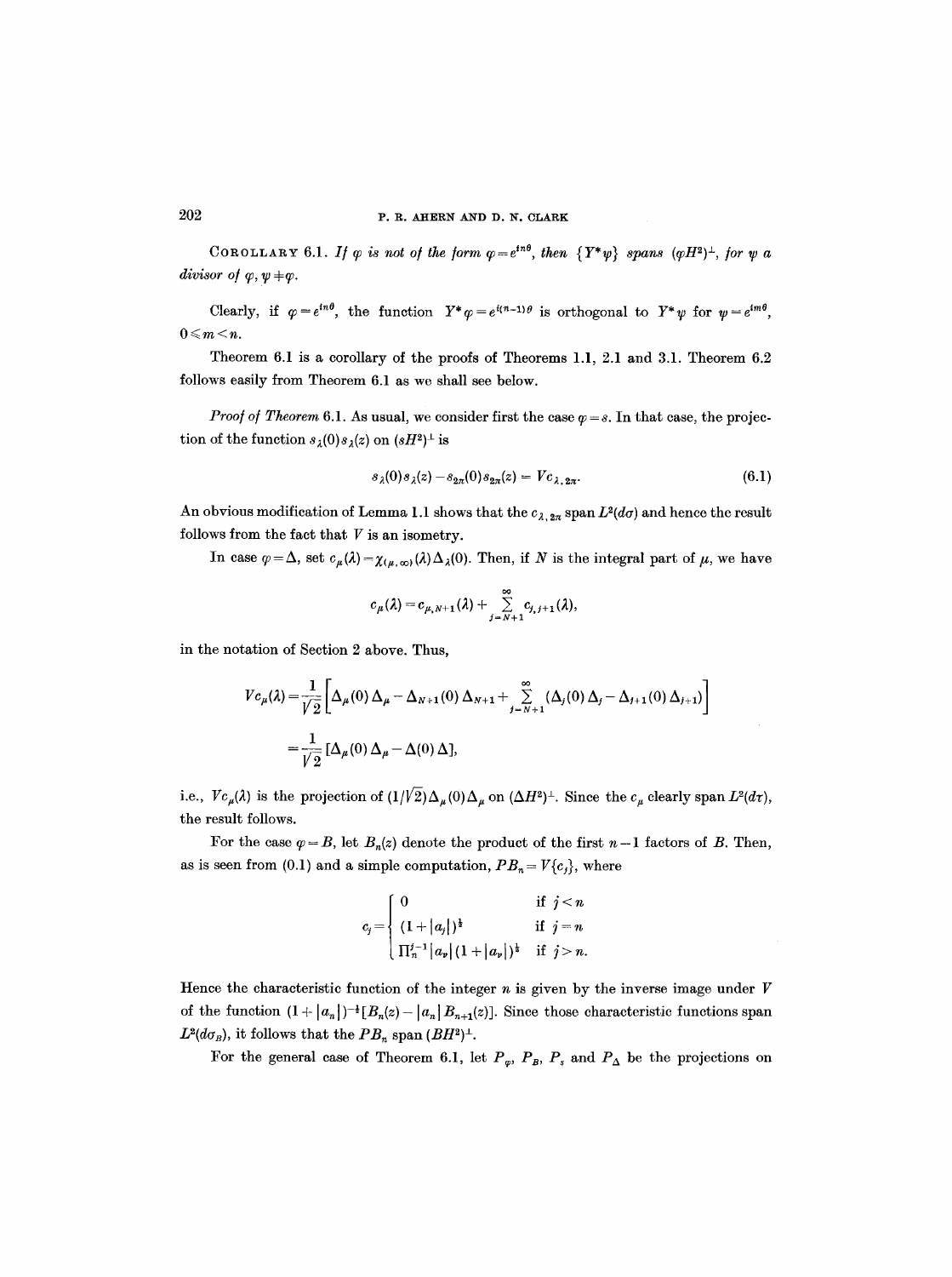**Corollary 6.1.** *If $\varphi$ is not of the form $\varphi = e^{in\theta}$, then $\{Y^*\psi\}$ spans $(\varphi H^2)^\perp$, for $\psi$ a divisor of $\varphi$, $\psi \neq \varphi$.*

Clearly, if $\varphi = e^{in\theta}$, the function $Y^*\varphi = e^{i(n-1)\theta}$ is orthogonal to $Y^*\psi$ for $\psi = e^{im\theta}$, $0 \leqslant m < n$.

Theorem 6.1 is a corollary of the proofs of Theorems 1.1, 2.1 and 3.1. Theorem 6.2 follows easily from Theorem 6.1 as we shall see below.

*Proof of Theorem* 6.1. As usual, we consider first the case $\varphi = s$. In that case, the projection of the function $s_\lambda(0)s_\lambda(z)$ on $(sH^2)^\perp$ is

$$s_\lambda(0)s_\lambda(z) - s_{2\pi}(0)s_{2\pi}(z) = Vc_{\lambda,2\pi}. \tag{6.1}$$

An obvious modification of Lemma 1.1 shows that the $c_{\lambda,2\pi}$ span $L^2(d\sigma)$ and hence the result follows from the fact that $V$ is an isometry.

In case $\varphi = \Delta$, set $c_\mu(\lambda) = \chi_{(\mu,\infty)}(\lambda)\Delta_\lambda(0)$. Then, if $N$ is the integral part of $\mu$, we have

$$c_\mu(\lambda) = c_{\mu,N+1}(\lambda) + \sum_{j=N+1}^{\infty} c_{j,j+1}(\lambda),$$

in the notation of Section 2 above. Thus,

$$\begin{aligned} Vc_\mu(\lambda) &= \frac{1}{\sqrt{2}}\left[\Delta_\mu(0)\,\Delta_\mu - \Delta_{N+1}(0)\,\Delta_{N+1} + \sum_{j=N+1}^{\infty}(\Delta_j(0)\,\Delta_j - \Delta_{j+1}(0)\,\Delta_{j+1})\right] \\ &= \frac{1}{\sqrt{2}}\left[\Delta_\mu(0)\,\Delta_\mu - \Delta(0)\,\Delta\right], \end{aligned}$$

i.e., $Vc_\mu(\lambda)$ is the projection of $(1/\sqrt{2})\Delta_\mu(0)\Delta_\mu$ on $(\Delta H^2)^\perp$. Since the $c_\mu$ clearly span $L^2(d\tau)$, the result follows.

For the case $\varphi = B$, let $B_n(z)$ denote the product of the first $n-1$ factors of $B$. Then, as is seen from (0.1) and a simple computation, $PB_n = V\{c_j\}$, where

$$c_j = \begin{cases} 0 & \text{if } j < n \\ (1+|a_j|)^{\frac{1}{2}} & \text{if } j = n \\ \Pi_n^{j-1}|a_\nu|(1+|a_\nu|)^{\frac{1}{2}} & \text{if } j > n. \end{cases}$$

Hence the characteristic function of the integer $n$ is given by the inverse image under $V$ of the function $(1+|a_n|)^{-\frac{1}{2}}[B_n(z) - |a_n|\,B_{n+1}(z)]$. Since those characteristic functions span $L^2(d\sigma_B)$, it follows that the $PB_n$ span $(BH^2)^\perp$.

For the general case of Theorem 6.1, let $P_\varphi$, $P_B$, $P_s$ and $P_\Delta$ be the projections on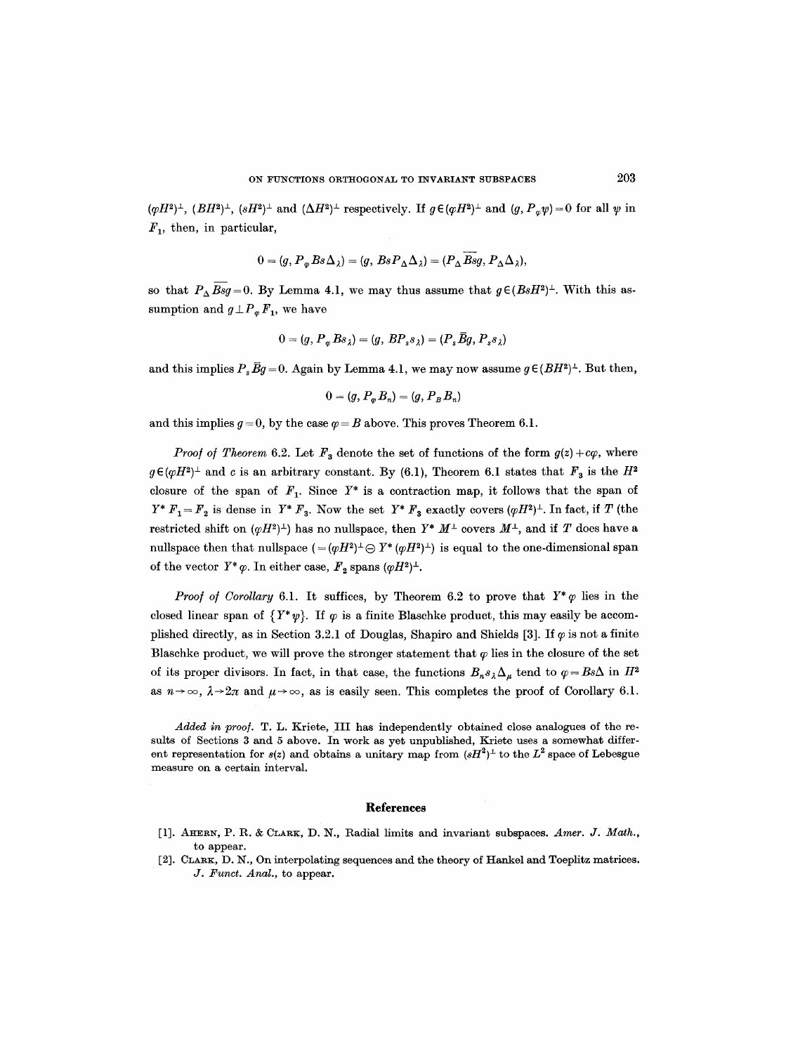$(\varphi H^2)^\perp$, $(BH^2)^\perp$, $(sH^2)^\perp$ and $(\Delta H^2)^\perp$ respectively. If $g \in (\varphi H^2)^\perp$ and $(g, P_\varphi \psi) = 0$ for all $\psi$ in $F_1$, then, in particular,

$$0 = (g, P_\varphi Bs\Delta_\lambda) = (g, BsP_\Delta \Delta_\lambda) = (P_\Delta \overline{Bsg}, P_\Delta \Delta_\lambda),$$

so that $P_\Delta \overline{Bsg} = 0$. By Lemma 4.1, we may thus assume that $g \in (BsH^2)^\perp$. With this assumption and $g \perp P_\varphi F_1$, we have

$$0 = (g, P_\varphi Bs_\lambda) = (g, BP_s s_\lambda) = (P_s \bar{B} g, P_s s_\lambda)$$

and this implies $P_s \bar{B} g = 0$. Again by Lemma 4.1, we may now assume $g \in (BH^2)^\perp$. But then,

$$0 = (g, P_\varphi B_n) = (g, P_B B_n)$$

and this implies $g = 0$, by the case $\varphi = B$ above. This proves Theorem 6.1.

*Proof of Theorem* 6.2. Let $F_3$ denote the set of functions of the form $g(z) + c\varphi$, where $g \in (\varphi H^2)^\perp$ and $c$ is an arbitrary constant. By (6.1), Theorem 6.1 states that $F_3$ is the $H^2$ closure of the span of $F_1$. Since $Y^*$ is a contraction map, it follows that the span of $Y^* F_1 = F_2$ is dense in $Y^* F_3$. Now the set $Y^* F_3$ exactly covers $(\varphi H^2)^\perp$. In fact, if $T$ (the restricted shift on $(\varphi H^2)^\perp$) has no nullspace, then $Y^* M^\perp$ covers $M^\perp$, and if $T$ does have a nullspace then that nullspace $(= (\varphi H^2)^\perp \ominus Y^*(\varphi H^2)^\perp)$ is equal to the one-dimensional span of the vector $Y^* \varphi$. In either case, $F_2$ spans $(\varphi H^2)^\perp$.

*Proof of Corollary* 6.1. It suffices, by Theorem 6.2 to prove that $Y^* \varphi$ lies in the closed linear span of $\{Y^* \psi\}$. If $\varphi$ is a finite Blaschke product, this may easily be accomplished directly, as in Section 3.2.1 of Douglas, Shapiro and Shields [3]. If $\varphi$ is not a finite Blaschke product, we will prove the stronger statement that $\varphi$ lies in the closure of the set of its proper divisors. In fact, in that case, the functions $B_n s_\lambda \Delta_\mu$ tend to $\varphi = Bs\Delta$ in $H^2$ as $n \to \infty$, $\lambda \to 2\pi$ and $\mu \to \infty$, as is easily seen. This completes the proof of Corollary 6.1.

*Added in proof.* T. L. Kriete, III has independently obtained close analogues of the results of Sections 3 and 5 above. In work as yet unpublished, Kriete uses a somewhat different representation for $s(z)$ and obtains a unitary map from $(sH^2)^\perp$ to the $L^2$ space of Lebesgue measure on a certain interval.

## References

[1]. Ahern, P. R. & Clark, D. N., Radial limits and invariant subspaces. *Amer. J. Math.*, to appear.

[2]. Clark, D. N., On interpolating sequences and the theory of Hankel and Toeplitz matrices. *J. Funct. Anal.*, to appear.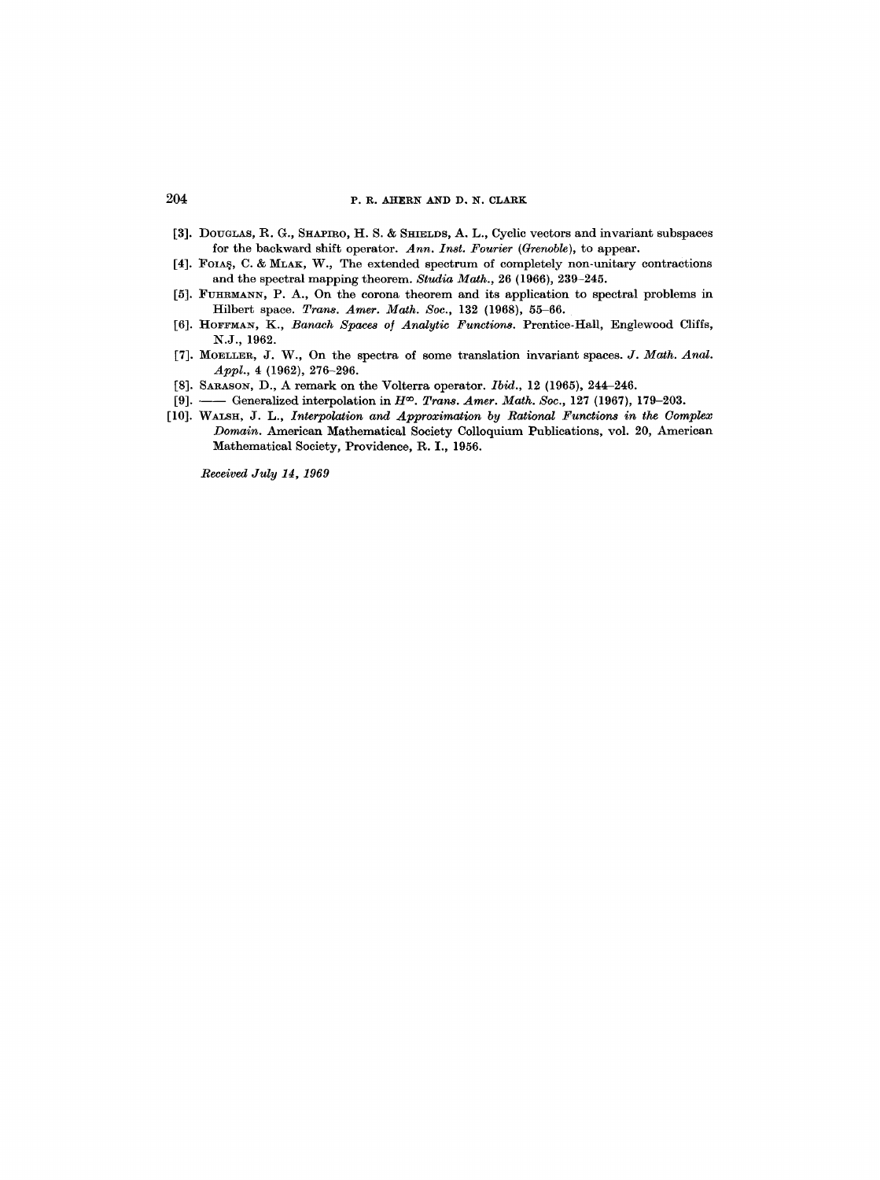[3]. Douglas, R. G., Shapiro, H. S. & Shields, A. L., Cyclic vectors and invariant subspaces for the backward shift operator. *Ann. Inst. Fourier (Grenoble)*, to appear.

[4]. Foiaş, C. & Mlak, W., The extended spectrum of completely non-unitary contractions and the spectral mapping theorem. *Studia Math.*, 26 (1966), 239–245.

[5]. Fuhrmann, P. A., On the corona theorem and its application to spectral problems in Hilbert space. *Trans. Amer. Math. Soc.*, 132 (1968), 55–66.

[6]. Hoffman, K., *Banach Spaces of Analytic Functions.* Prentice-Hall, Englewood Cliffs, N.J., 1962.

[7]. Moeller, J. W., On the spectra of some translation invariant spaces. *J. Math. Anal. Appl.*, 4 (1962), 276–296.

[8]. Sarason, D., A remark on the Volterra operator. *Ibid.*, 12 (1965), 244–246.

[9]. —— Generalized interpolation in $H^{\infty}$. *Trans. Amer. Math. Soc.*, 127 (1967), 179–203.

[10]. Walsh, J. L., *Interpolation and Approximation by Rational Functions in the Complex Domain.* American Mathematical Society Colloquium Publications, vol. 20, American Mathematical Society, Providence, R. I., 1956.

*Received July 14, 1969*